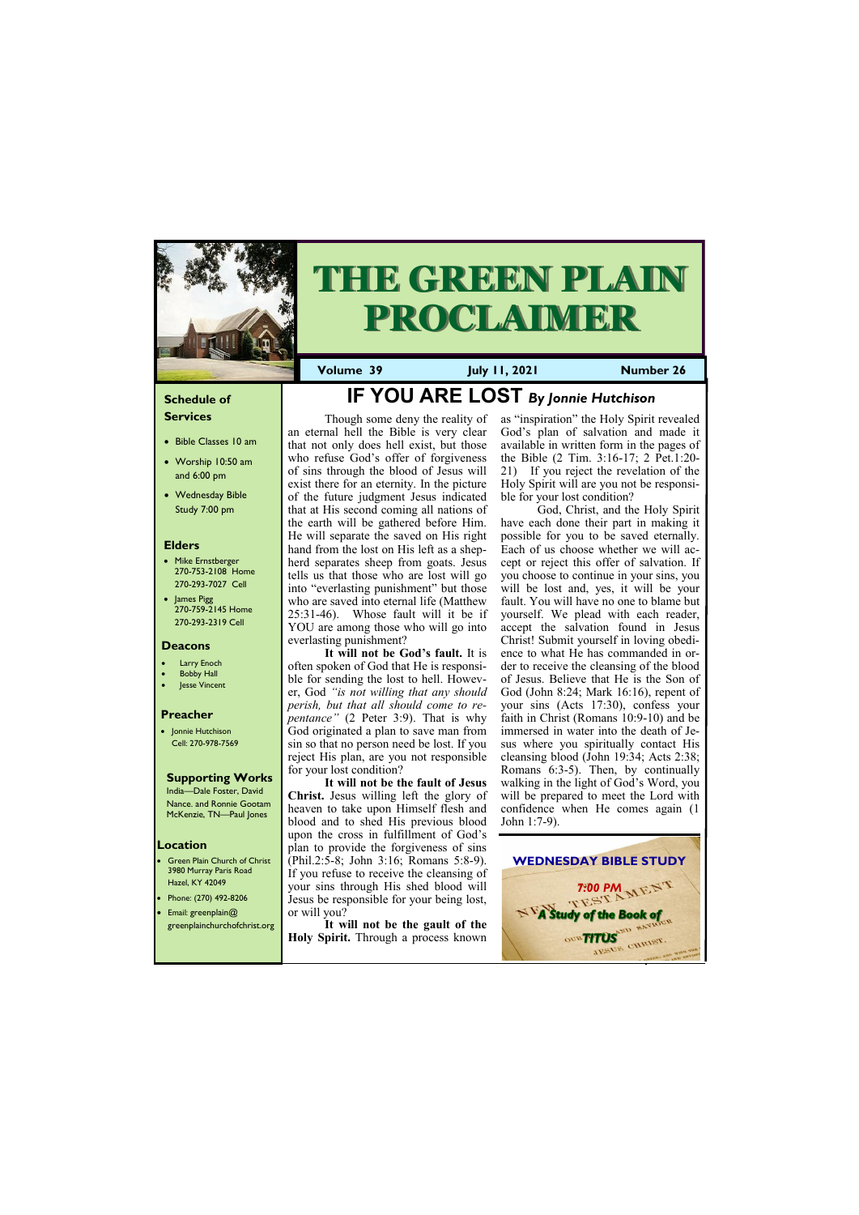# THE GREEN PLAIN PROCLAIMER

**Volume 39** | **July 11, 2021** | **Number 26**

### Schedule of Services

- Bible Classes 10 am
- Worship 10:50 am and 6:00 pm
- Wednesday Bible Study 7:00 pm

### Elders

- Mike Ernstberger 270-753-2108 Home 270-293-7027 Cell
- James Pigg 270-759-2145 Home 270-293-2319 Cell

### Deacons

- Larry Enoch
- Bobby Hall
- Jesse Vincent

### Preacher

- Jonnie Hutchison Cell: 270-978-7569

### Supporting Works

India—Dale Foster, David Nance. and Ronnie Gootam McKenzie, TN—Paul Jones

### Location

- Green Plain Church of Christ 3980 Murray Paris Road Hazel, KY 42049
- Phone: (270) 492-8206
- Email: greenplain@greenplainchurchofchrist.org

## IF YOU ARE LOST *By Jonnie Hutchison*

Though some deny the reality of an eternal hell the Bible is very clear that not only does hell exist, but those who refuse God's offer of forgiveness of sins through the blood of Jesus will exist there for an eternity. In the picture of the future judgment Jesus indicated that at His second coming all nations of the earth will be gathered before Him. He will separate the saved on His right hand from the lost on His left as a shepherd separates sheep from goats. Jesus tells us that those who are lost will go into "everlasting punishment" but those who are saved into eternal life (Matthew 25:31-46). Whose fault will it be if YOU are among those who will go into everlasting punishment?

**It will not be God's fault.** It is often spoken of God that He is responsible for sending the lost to hell. However, God *"is not willing that any should perish, but that all should come to repentance"* (2 Peter 3:9). That is why God originated a plan to save man from sin so that no person need be lost. If you reject His plan, are you not responsible for your lost condition?

**It will not be the fault of Jesus Christ.** Jesus willing left the glory of heaven to take upon Himself flesh and blood and to shed His previous blood upon the cross in fulfillment of God's plan to provide the forgiveness of sins (Phil.2:5-8; John 3:16; Romans 5:8-9). If you refuse to receive the cleansing of your sins through His shed blood will Jesus be responsible for your being lost, or will you?

**It will not be the gault of the Holy Spirit.** Through a process known as "inspiration" the Holy Spirit revealed God's plan of salvation and made it available in written form in the pages of the Bible (2 Tim. 3:16-17; 2 Pet.1:20-21) If you reject the revelation of the Holy Spirit will are you not be responsible for your lost condition?

God, Christ, and the Holy Spirit have each done their part in making it possible for you to be saved eternally. Each of us choose whether we will accept or reject this offer of salvation. If you choose to continue in your sins, you will be lost and, yes, it will be your fault. You will have no one to blame but yourself. We plead with each reader, accept the salvation found in Jesus Christ! Submit yourself in loving obedience to what He has commanded in order to receive the cleansing of the blood of Jesus. Believe that He is the Son of God (John 8:24; Mark 16:16), repent of your sins (Acts 17:30), confess your faith in Christ (Romans 10:9-10) and be immersed in water into the death of Jesus where you spiritually contact His cleansing blood (John 19:34; Acts 2:38; Romans 6:3-5). Then, by continually walking in the light of God's Word, you will be prepared to meet the Lord with confidence when He comes again (1 John 1:7-9).

**WEDNESDAY BIBLE STUDY**

*7:00 PM*

*A Study of the Book of TITUS*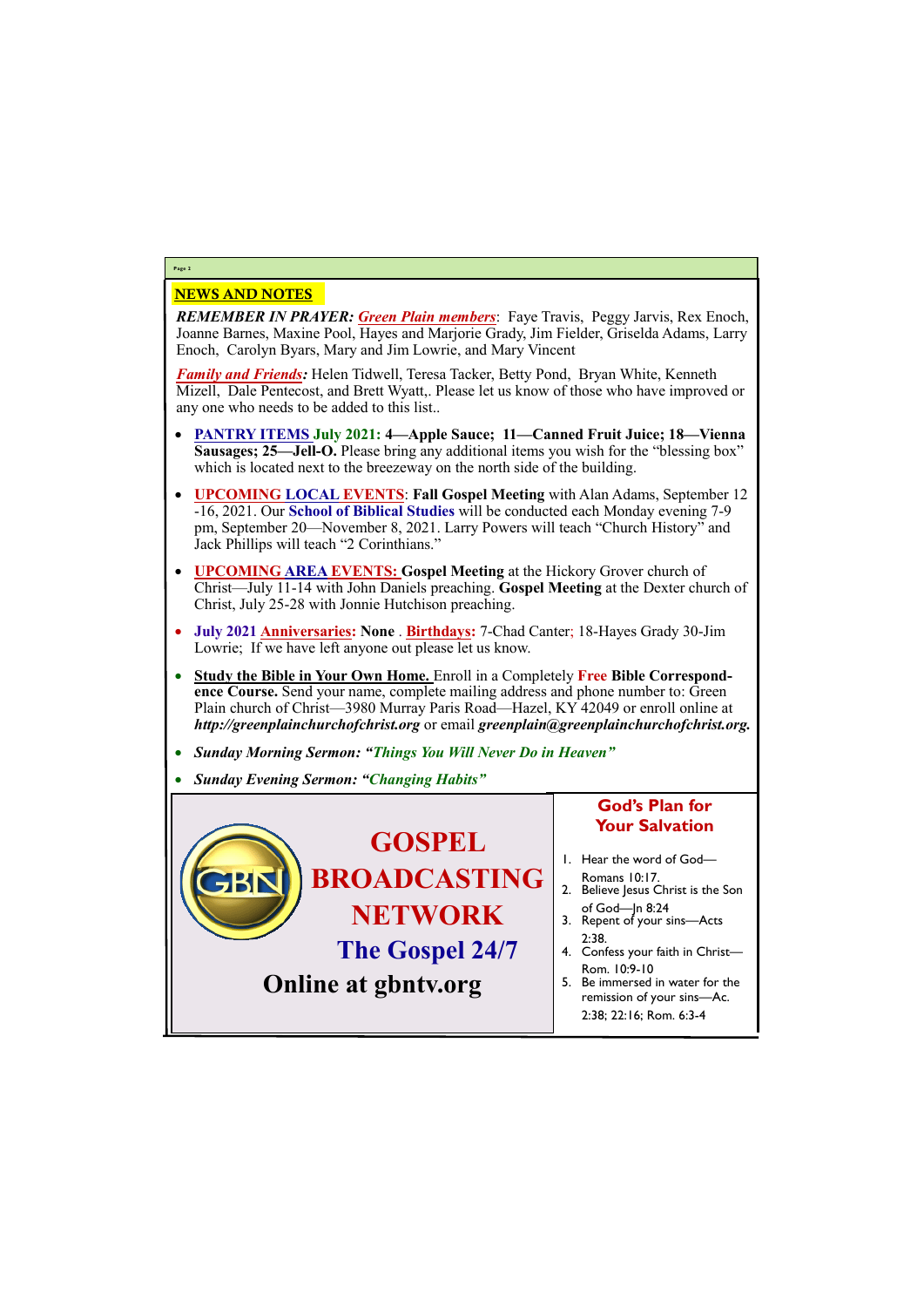## NEWS AND NOTES

***REMEMBER IN PRAYER:*** ***Green Plain members***: Faye Travis, Peggy Jarvis, Rex Enoch, Joanne Barnes, Maxine Pool, Hayes and Marjorie Grady, Jim Fielder, Griselda Adams, Larry Enoch, Carolyn Byars, Mary and Jim Lowrie, and Mary Vincent

***Family and Friends:*** Helen Tidwell, Teresa Tacker, Betty Pond, Bryan White, Kenneth Mizell, Dale Pentecost, and Brett Wyatt,. Please let us know of those who have improved or any one who needs to be added to this list..

- **PANTRY ITEMS July 2021: 4—Apple Sauce; 11—Canned Fruit Juice; 18—Vienna Sausages; 25—Jell-O.** Please bring any additional items you wish for the "blessing box" which is located next to the breezeway on the north side of the building.
- **UPCOMING LOCAL EVENTS**: **Fall Gospel Meeting** with Alan Adams, September 12 -16, 2021. Our **School of Biblical Studies** will be conducted each Monday evening 7-9 pm, September 20—November 8, 2021. Larry Powers will teach "Church History" and Jack Phillips will teach "2 Corinthians."
- **UPCOMING AREA EVENTS:** **Gospel Meeting** at the Hickory Grover church of Christ—July 11-14 with John Daniels preaching. **Gospel Meeting** at the Dexter church of Christ, July 25-28 with Jonnie Hutchison preaching.
- **July 2021 Anniversaries: None** . **Birthdays:** 7-Chad Canter; 18-Hayes Grady 30-Jim Lowrie; If we have left anyone out please let us know.
- **Study the Bible in Your Own Home.** Enroll in a Completely **Free Bible Correspondence Course.** Send your name, complete mailing address and phone number to: Green Plain church of Christ—3980 Murray Paris Road—Hazel, KY 42049 or enroll online at ***http://greenplainchurchofchrist.org*** or email ***greenplain@greenplainchurchofchrist.org.***
- ***Sunday Morning Sermon: "Things You Will Never Do in Heaven"***
- ***Sunday Evening Sermon: "Changing Habits"***

**GOSPEL BROADCASTING NETWORK**

**The Gospel 24/7**

**Online at gbntv.org**

### God's Plan for Your Salvation

1. Hear the word of God—Romans 10:17.
2. Believe Jesus Christ is the Son of God—Jn 8:24
3. Repent of your sins—Acts 2:38.
4. Confess your faith in Christ—Rom. 10:9-10
5. Be immersed in water for the remission of your sins—Ac. 2:38; 22:16; Rom. 6:3-4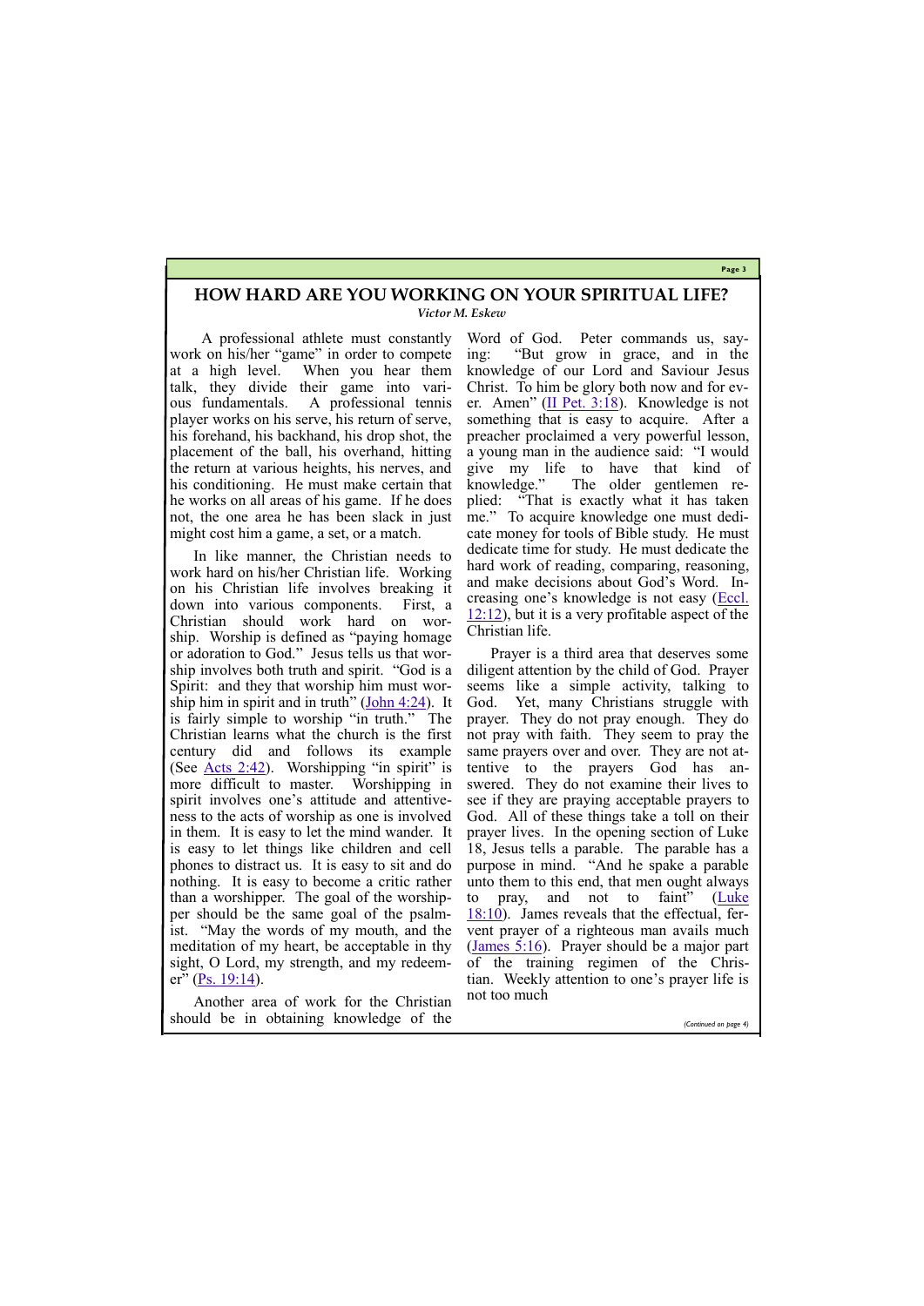## HOW HARD ARE YOU WORKING ON YOUR SPIRITUAL LIFE?

*Victor M. Eskew*

A professional athlete must constantly work on his/her "game" in order to compete at a high level. When you hear them talk, they divide their game into various fundamentals. A professional tennis player works on his serve, his return of serve, his forehand, his backhand, his drop shot, the placement of the ball, his overhand, hitting the return at various heights, his nerves, and his conditioning. He must make certain that he works on all areas of his game. If he does not, the one area he has been slack in just might cost him a game, a set, or a match.

In like manner, the Christian needs to work hard on his/her Christian life. Working on his Christian life involves breaking it down into various components. First, a Christian should work hard on worship. Worship is defined as "paying homage or adoration to God." Jesus tells us that worship involves both truth and spirit. "God is a Spirit: and they that worship him must worship him in spirit and in truth" (John 4:24). It is fairly simple to worship "in truth." The Christian learns what the church is the first century did and follows its example (See Acts 2:42). Worshipping "in spirit" is more difficult to master. Worshipping in spirit involves one's attitude and attentiveness to the acts of worship as one is involved in them. It is easy to let the mind wander. It is easy to let things like children and cell phones to distract us. It is easy to sit and do nothing. It is easy to become a critic rather than a worshipper. The goal of the worshipper should be the same goal of the psalmist. "May the words of my mouth, and the meditation of my heart, be acceptable in thy sight, O Lord, my strength, and my redeemer" (Ps. 19:14).

Another area of work for the Christian should be in obtaining knowledge of the Word of God. Peter commands us, saying: "But grow in grace, and in the knowledge of our Lord and Saviour Jesus Christ. To him be glory both now and for ever. Amen" (II Pet. 3:18). Knowledge is not something that is easy to acquire. After a preacher proclaimed a very powerful lesson, a young man in the audience said: "I would give my life to have that kind of knowledge." The older gentlemen replied: "That is exactly what it has taken me." To acquire knowledge one must dedicate money for tools of Bible study. He must dedicate time for study. He must dedicate the hard work of reading, comparing, reasoning, and make decisions about God's Word. Increasing one's knowledge is not easy (Eccl. 12:12), but it is a very profitable aspect of the Christian life.

Prayer is a third area that deserves some diligent attention by the child of God. Prayer seems like a simple activity, talking to God. Yet, many Christians struggle with prayer. They do not pray enough. They do not pray with faith. They seem to pray the same prayers over and over. They are not attentive to the prayers God has answered. They do not examine their lives to see if they are praying acceptable prayers to God. All of these things take a toll on their prayer lives. In the opening section of Luke 18, Jesus tells a parable. The parable has a purpose in mind. "And he spake a parable unto them to this end, that men ought always to pray, and not to faint" (Luke 18:10). James reveals that the effectual, fervent prayer of a righteous man avails much (James 5:16). Prayer should be a major part of the training regimen of the Christian. Weekly attention to one's prayer life is not too much

*(Continued on page 4)*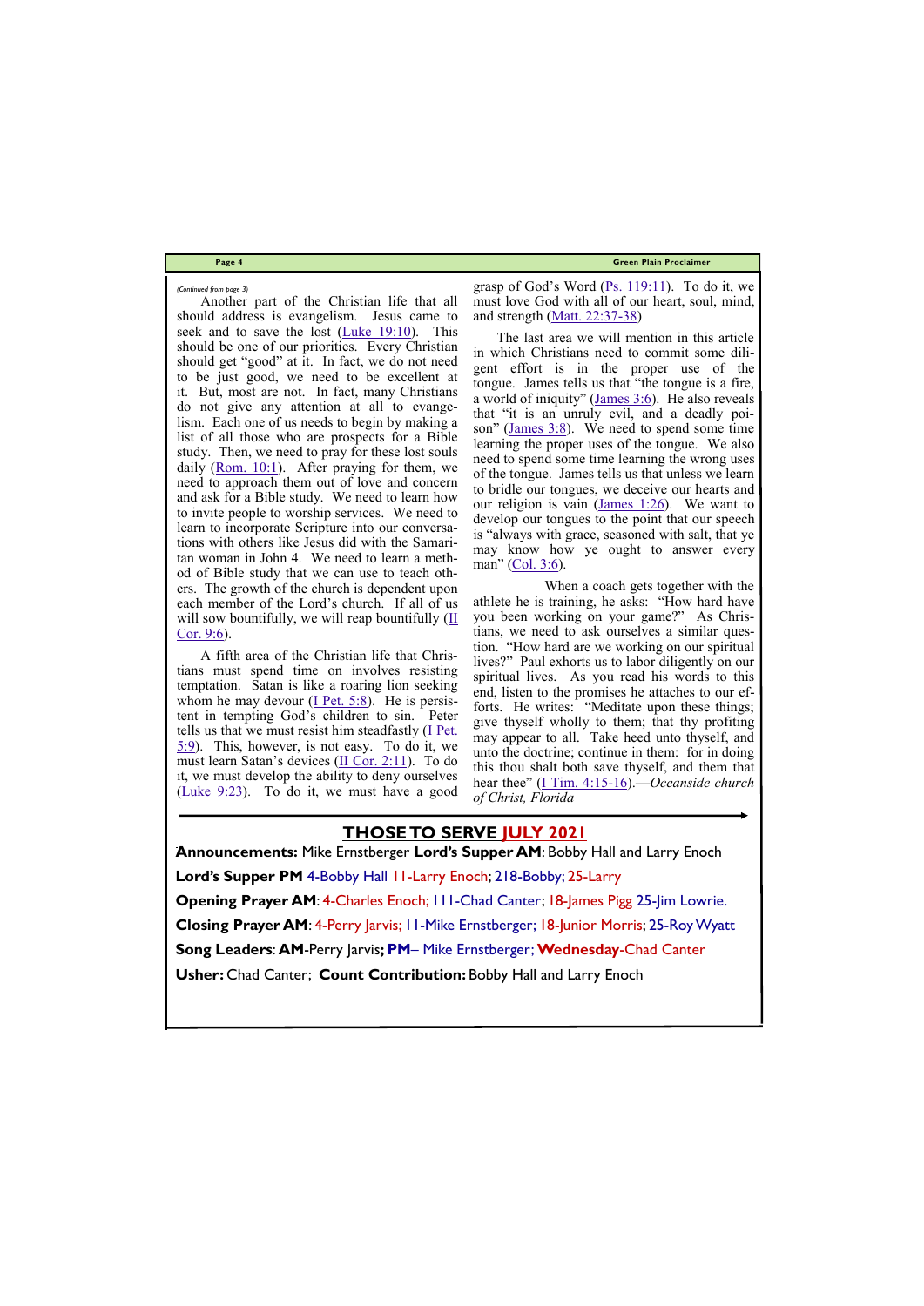*(Continued from page 3)*

Another part of the Christian life that all should address is evangelism. Jesus came to seek and to save the lost (Luke 19:10). This should be one of our priorities. Every Christian should get "good" at it. In fact, we do not need to be just good, we need to be excellent at it. But, most are not. In fact, many Christians do not give any attention at all to evangelism. Each one of us needs to begin by making a list of all those who are prospects for a Bible study. Then, we need to pray for these lost souls daily (Rom. 10:1). After praying for them, we need to approach them out of love and concern and ask for a Bible study. We need to learn how to invite people to worship services. We need to learn to incorporate Scripture into our conversations with others like Jesus did with the Samaritan woman in John 4. We need to learn a method of Bible study that we can use to teach others. The growth of the church is dependent upon each member of the Lord's church. If all of us will sow bountifully, we will reap bountifully (II Cor. 9:6).

A fifth area of the Christian life that Christians must spend time on involves resisting temptation. Satan is like a roaring lion seeking whom he may devour (I Pet. 5:8). He is persistent in tempting God's children to sin. Peter tells us that we must resist him steadfastly (I Pet. 5:9). This, however, is not easy. To do it, we must learn Satan's devices (II Cor. 2:11). To do it, we must develop the ability to deny ourselves (Luke 9:23). To do it, we must have a good grasp of God's Word (Ps. 119:11). To do it, we must love God with all of our heart, soul, mind, and strength (Matt. 22:37-38)

The last area we will mention in this article in which Christians need to commit some diligent effort is in the proper use of the tongue. James tells us that "the tongue is a fire, a world of iniquity" (James 3:6). He also reveals that "it is an unruly evil, and a deadly poison" (James 3:8). We need to spend some time learning the proper uses of the tongue. We also need to spend some time learning the wrong uses of the tongue. James tells us that unless we learn to bridle our tongues, we deceive our hearts and our religion is vain (James 1:26). We want to develop our tongues to the point that our speech is "always with grace, seasoned with salt, that ye may know how ye ought to answer every man" (Col. 3:6).

When a coach gets together with the athlete he is training, he asks: "How hard have you been working on your game?" As Christians, we need to ask ourselves a similar question. "How hard are we working on our spiritual lives?" Paul exhorts us to labor diligently on our spiritual lives. As you read his words to this end, listen to the promises he attaches to our efforts. He writes: "Meditate upon these things; give thyself wholly to them; that thy profiting may appear to all. Take heed unto thyself, and unto the doctrine; continue in them: for in doing this thou shalt both save thyself, and them that hear thee" (I Tim. 4:15-16).—*Oceanside church of Christ, Florida*

## THOSE TO SERVE JULY 2021

**Announcements:** Mike Ernstberger **Lord's Supper AM**: Bobby Hall and Larry Enoch

**Lord's Supper PM** 4-Bobby Hall 11-Larry Enoch; 218-Bobby; 25-Larry

**Opening Prayer AM**: 4-Charles Enoch; 111-Chad Canter; 18-James Pigg 25-Jim Lowrie.

**Closing Prayer AM**: 4-Perry Jarvis; 11-Mike Ernstberger; 18-Junior Morris; 25-Roy Wyatt

**Song Leaders**: **AM**-Perry Jarvis**; PM**– Mike Ernstberger; **Wednesday**-Chad Canter

**Usher:** Chad Canter; **Count Contribution:** Bobby Hall and Larry Enoch